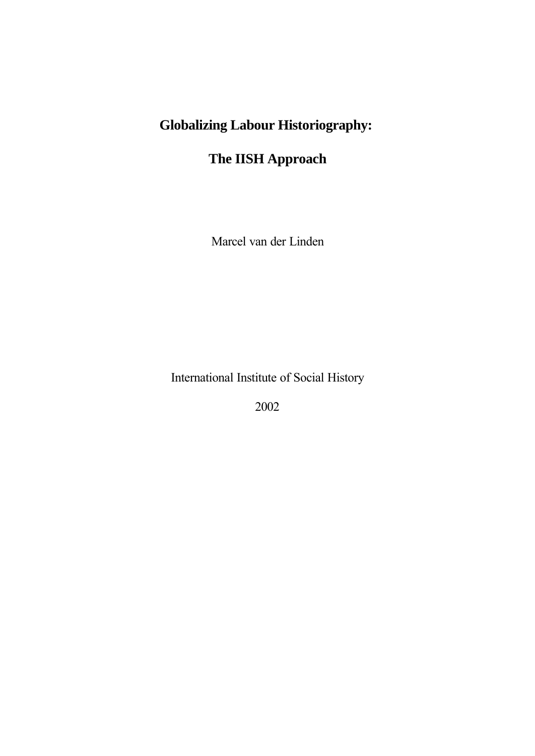# Globalizing Labour Historiography:

# The IISH Approach

Marcel van der Linden

International Institute of Social History

2002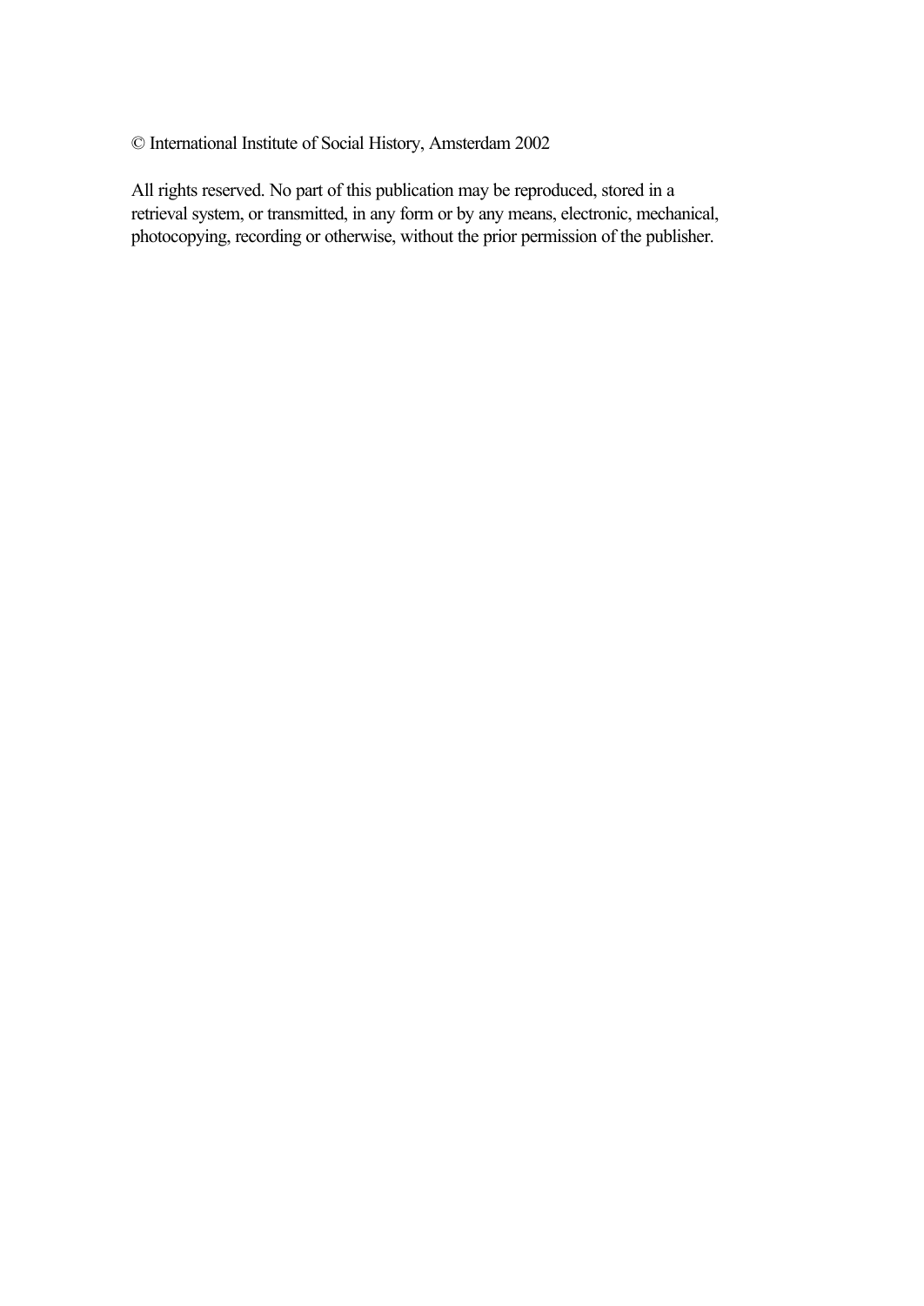© International Institute of Social History, Amsterdam 2002

All rights reserved. No part of this publication may be reproduced, stored in a retrieval system, or transmitted, in any form or by any means, electronic, mechanical, photocopying, recording or otherwise, without the prior permission of the publisher.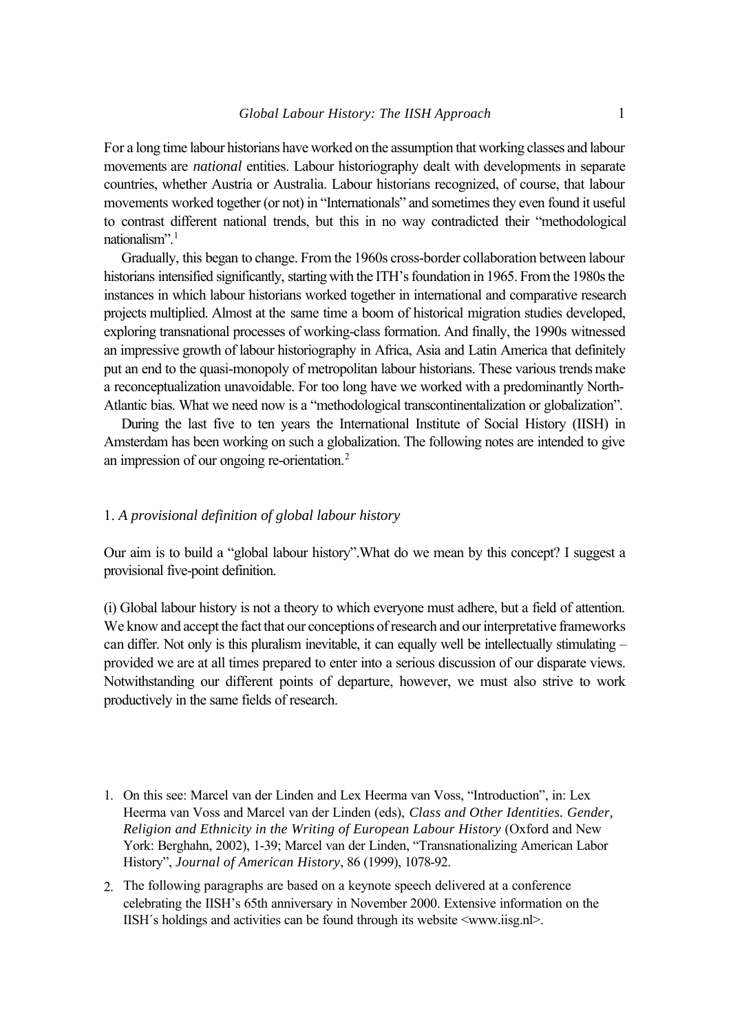For a long time labour historians have worked on the assumption that working classes and labour movements are *national* entities. Labour historiography dealt with developments in separate countries, whether Austria or Australia. Labour historians recognized, of course, that labour movements worked together (or not) in "Internationals" and sometimes they even found it useful to contrast different national trends, but this in no way contradicted their "methodological nationalism".[1]

Gradually, this began to change. From the 1960s cross-border collaboration between labour historians intensified significantly, starting with the ITH's foundation in 1965. From the 1980s the instances in which labour historians worked together in international and comparative research projects multiplied. Almost at the same time a boom of historical migration studies developed, exploring transnational processes of working-class formation. And finally, the 1990s witnessed an impressive growth of labour historiography in Africa, Asia and Latin America that definitely put an end to the quasi-monopoly of metropolitan labour historians. These various trends make a reconceptualization unavoidable. For too long have we worked with a predominantly North-Atlantic bias. What we need now is a "methodological transcontinentalization or globalization".

During the last five to ten years the International Institute of Social History (IISH) in Amsterdam has been working on such a globalization. The following notes are intended to give an impression of our ongoing re-orientation.[2]

## 1. *A provisional definition of global labour history*

Our aim is to build a "global labour history".What do we mean by this concept? I suggest a provisional five-point definition.

(i) Global labour history is not a theory to which everyone must adhere, but a field of attention. We know and accept the fact that our conceptions of research and our interpretative frameworks can differ. Not only is this pluralism inevitable, it can equally well be intellectually stimulating – provided we are at all times prepared to enter into a serious discussion of our disparate views. Notwithstanding our different points of departure, however, we must also strive to work productively in the same fields of research.

1. On this see: Marcel van der Linden and Lex Heerma van Voss, "Introduction", in: Lex Heerma van Voss and Marcel van der Linden (eds), *Class and Other Identities. Gender, Religion and Ethnicity in the Writing of European Labour History* (Oxford and New York: Berghahn, 2002), 1-39; Marcel van der Linden, "Transnationalizing American Labor History", *Journal of American History*, 86 (1999), 1078-92.

2. The following paragraphs are based on a keynote speech delivered at a conference celebrating the IISH's 65th anniversary in November 2000. Extensive information on the IISH´s holdings and activities can be found through its website <www.iisg.nl>.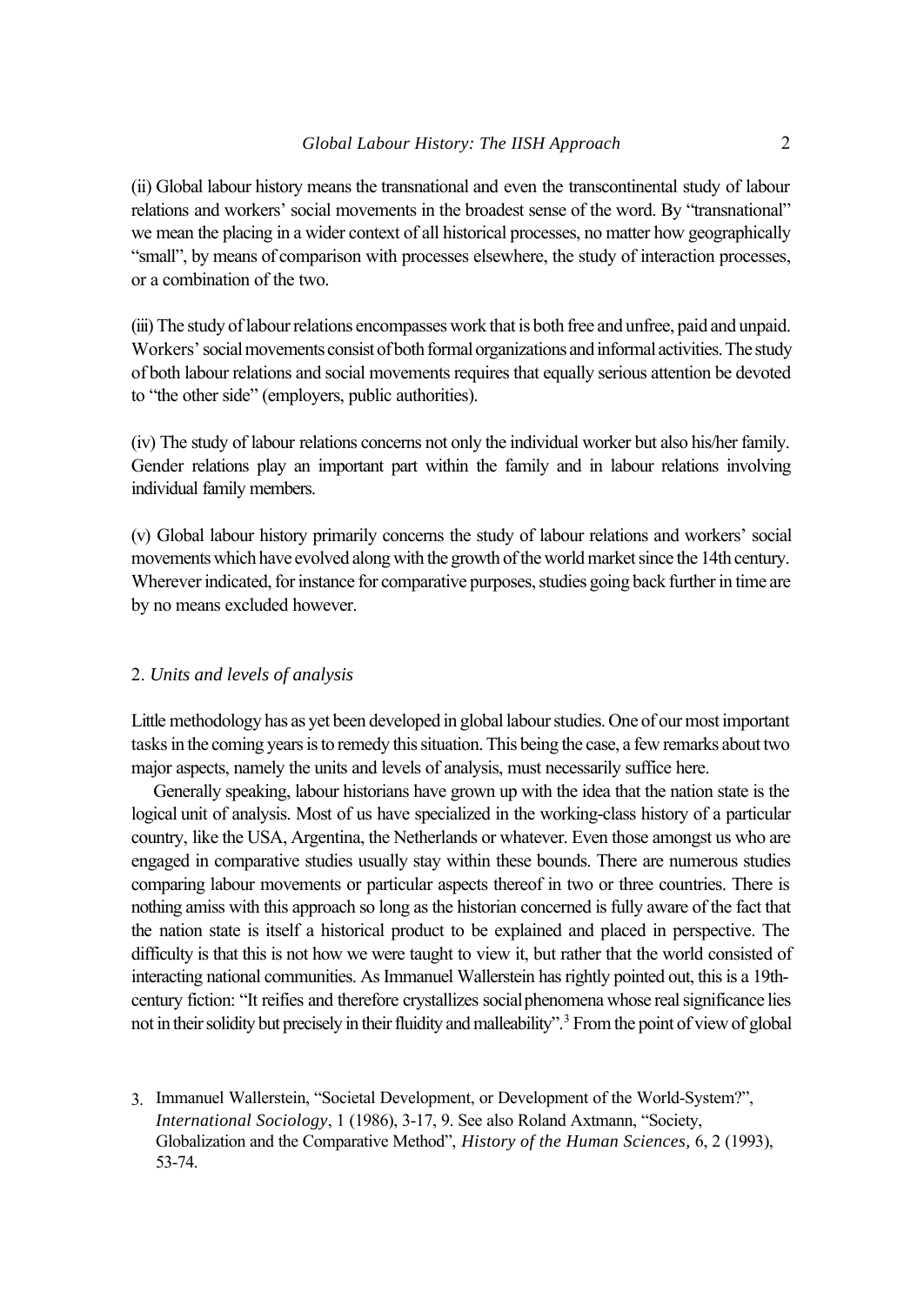(ii) Global labour history means the transnational and even the transcontinental study of labour relations and workers' social movements in the broadest sense of the word. By "transnational" we mean the placing in a wider context of all historical processes, no matter how geographically "small", by means of comparison with processes elsewhere, the study of interaction processes, or a combination of the two.

(iii) The study of labour relations encompasses work that is both free and unfree, paid and unpaid. Workers' social movements consist of both formal organizations and informal activities. The study of both labour relations and social movements requires that equally serious attention be devoted to "the other side" (employers, public authorities).

(iv) The study of labour relations concerns not only the individual worker but also his/her family. Gender relations play an important part within the family and in labour relations involving individual family members.

(v) Global labour history primarily concerns the study of labour relations and workers' social movements which have evolved along with the growth of the world market since the 14th century. Wherever indicated, for instance for comparative purposes, studies going back further in time are by no means excluded however.

## 2. *Units and levels of analysis*

Little methodology has as yet been developed in global labour studies. One of our most important tasks in the coming years is to remedy this situation. This being the case, a few remarks about two major aspects, namely the units and levels of analysis, must necessarily suffice here.

Generally speaking, labour historians have grown up with the idea that the nation state is the logical unit of analysis. Most of us have specialized in the working-class history of a particular country, like the USA, Argentina, the Netherlands or whatever. Even those amongst us who are engaged in comparative studies usually stay within these bounds. There are numerous studies comparing labour movements or particular aspects thereof in two or three countries. There is nothing amiss with this approach so long as the historian concerned is fully aware of the fact that the nation state is itself a historical product to be explained and placed in perspective. The difficulty is that this is not how we were taught to view it, but rather that the world consisted of interacting national communities. As Immanuel Wallerstein has rightly pointed out, this is a 19th-century fiction: "It reifies and therefore crystallizes social phenomena whose real significance lies not in their solidity but precisely in their fluidity and malleability".[3] From the point of view of global

3. Immanuel Wallerstein, "Societal Development, or Development of the World-System?", *International Sociology*, 1 (1986), 3-17, 9. See also Roland Axtmann, "Society, Globalization and the Comparative Method", *History of the Human Sciences,* 6, 2 (1993), 53-74.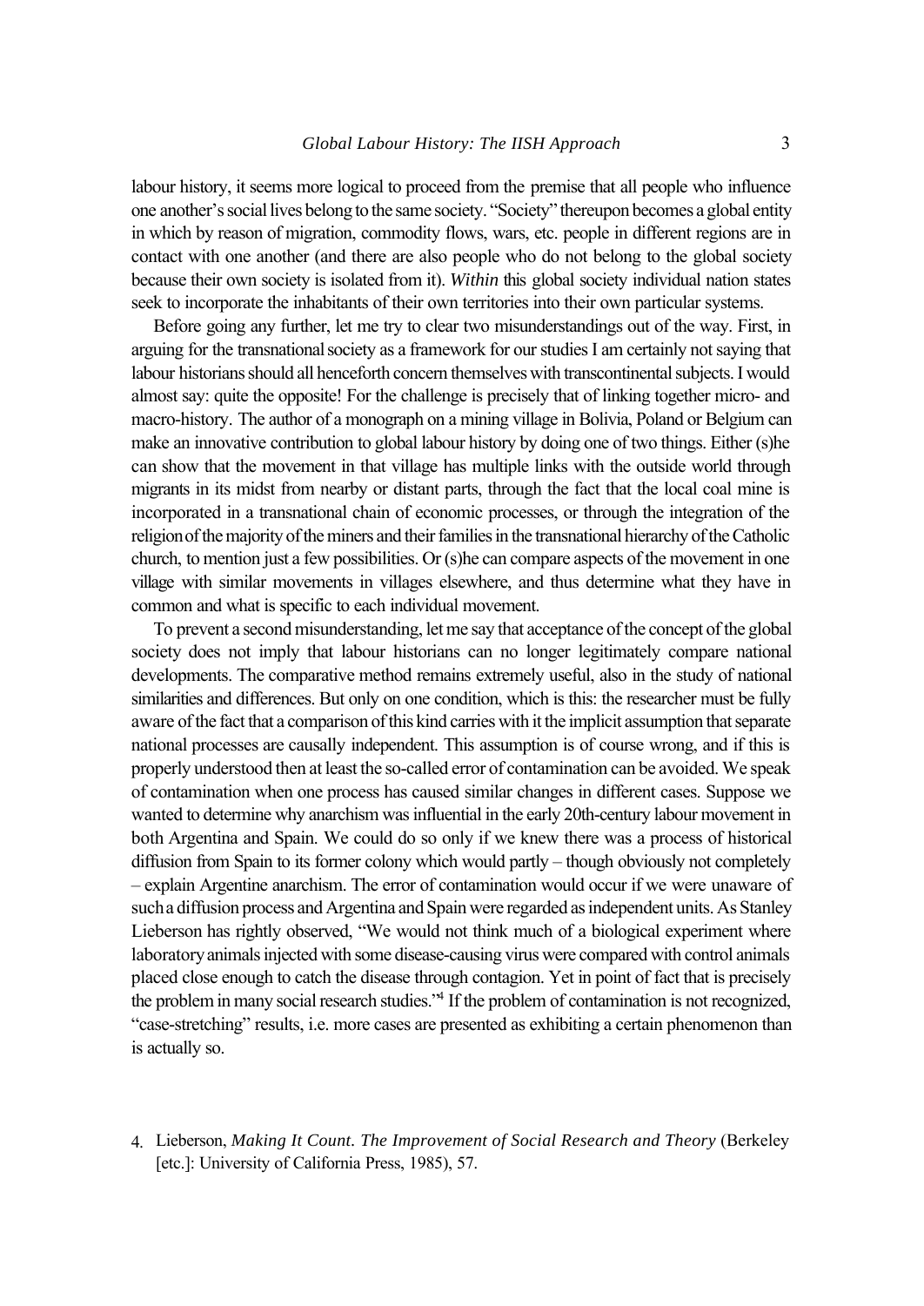labour history, it seems more logical to proceed from the premise that all people who influence one another's social lives belong to the same society. "Society" thereupon becomes a global entity in which by reason of migration, commodity flows, wars, etc. people in different regions are in contact with one another (and there are also people who do not belong to the global society because their own society is isolated from it). *Within* this global society individual nation states seek to incorporate the inhabitants of their own territories into their own particular systems.

Before going any further, let me try to clear two misunderstandings out of the way. First, in arguing for the transnational society as a framework for our studies I am certainly not saying that labour historians should all henceforth concern themselves with transcontinental subjects. I would almost say: quite the opposite! For the challenge is precisely that of linking together micro- and macro-history. The author of a monograph on a mining village in Bolivia, Poland or Belgium can make an innovative contribution to global labour history by doing one of two things. Either (s)he can show that the movement in that village has multiple links with the outside world through migrants in its midst from nearby or distant parts, through the fact that the local coal mine is incorporated in a transnational chain of economic processes, or through the integration of the religion of the majority of the miners and their families in the transnational hierarchy of the Catholic church, to mention just a few possibilities. Or (s)he can compare aspects of the movement in one village with similar movements in villages elsewhere, and thus determine what they have in common and what is specific to each individual movement.

To prevent a second misunderstanding, let me say that acceptance of the concept of the global society does not imply that labour historians can no longer legitimately compare national developments. The comparative method remains extremely useful, also in the study of national similarities and differences. But only on one condition, which is this: the researcher must be fully aware of the fact that a comparison of this kind carries with it the implicit assumption that separate national processes are causally independent. This assumption is of course wrong, and if this is properly understood then at least the so-called error of contamination can be avoided. We speak of contamination when one process has caused similar changes in different cases. Suppose we wanted to determine why anarchism was influential in the early 20th-century labour movement in both Argentina and Spain. We could do so only if we knew there was a process of historical diffusion from Spain to its former colony which would partly – though obviously not completely – explain Argentine anarchism. The error of contamination would occur if we were unaware of such a diffusion process and Argentina and Spain were regarded as independent units. As Stanley Lieberson has rightly observed, "We would not think much of a biological experiment where laboratory animals injected with some disease-causing virus were compared with control animals placed close enough to catch the disease through contagion. Yet in point of fact that is precisely the problem in many social research studies."[4] If the problem of contamination is not recognized, "case-stretching" results, i.e. more cases are presented as exhibiting a certain phenomenon than is actually so.

4. Lieberson, *Making It Count. The Improvement of Social Research and Theory* (Berkeley [etc.]: University of California Press, 1985), 57.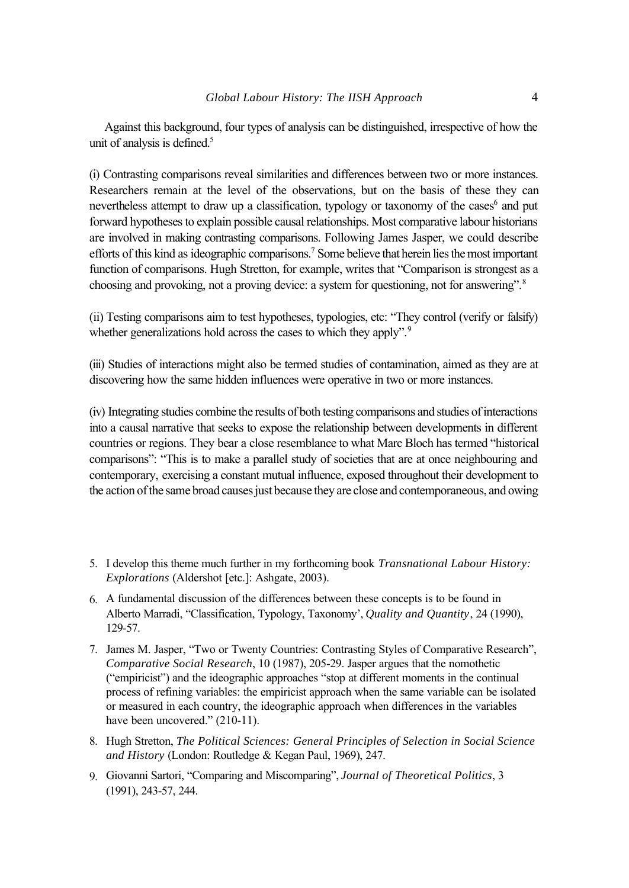Against this background, four types of analysis can be distinguished, irrespective of how the unit of analysis is defined.[5]

(i) Contrasting comparisons reveal similarities and differences between two or more instances. Researchers remain at the level of the observations, but on the basis of these they can nevertheless attempt to draw up a classification, typology or taxonomy of the cases[6] and put forward hypotheses to explain possible causal relationships. Most comparative labour historians are involved in making contrasting comparisons. Following James Jasper, we could describe efforts of this kind as ideographic comparisons.[7] Some believe that herein lies the most important function of comparisons. Hugh Stretton, for example, writes that "Comparison is strongest as a choosing and provoking, not a proving device: a system for questioning, not for answering".[8]

(ii) Testing comparisons aim to test hypotheses, typologies, etc: "They control (verify or falsify) whether generalizations hold across the cases to which they apply".[9]

(iii) Studies of interactions might also be termed studies of contamination, aimed as they are at discovering how the same hidden influences were operative in two or more instances.

(iv) Integrating studies combine the results of both testing comparisons and studies of interactions into a causal narrative that seeks to expose the relationship between developments in different countries or regions. They bear a close resemblance to what Marc Bloch has termed "historical comparisons": "This is to make a parallel study of societies that are at once neighbouring and contemporary, exercising a constant mutual influence, exposed throughout their development to the action of the same broad causes just because they are close and contemporaneous, and owing

5. I develop this theme much further in my forthcoming book *Transnational Labour History: Explorations* (Aldershot [etc.]: Ashgate, 2003).

6. A fundamental discussion of the differences between these concepts is to be found in Alberto Marradi, "Classification, Typology, Taxonomy', *Quality and Quantity*, 24 (1990), 129-57.

7. James M. Jasper, "Two or Twenty Countries: Contrasting Styles of Comparative Research", *Comparative Social Research*, 10 (1987), 205-29. Jasper argues that the nomothetic ("empiricist") and the ideographic approaches "stop at different moments in the continual process of refining variables: the empiricist approach when the same variable can be isolated or measured in each country, the ideographic approach when differences in the variables have been uncovered." (210-11).

8. Hugh Stretton, *The Political Sciences: General Principles of Selection in Social Science and History* (London: Routledge & Kegan Paul, 1969), 247.

9. Giovanni Sartori, "Comparing and Miscomparing", *Journal of Theoretical Politics*, 3 (1991), 243-57, 244.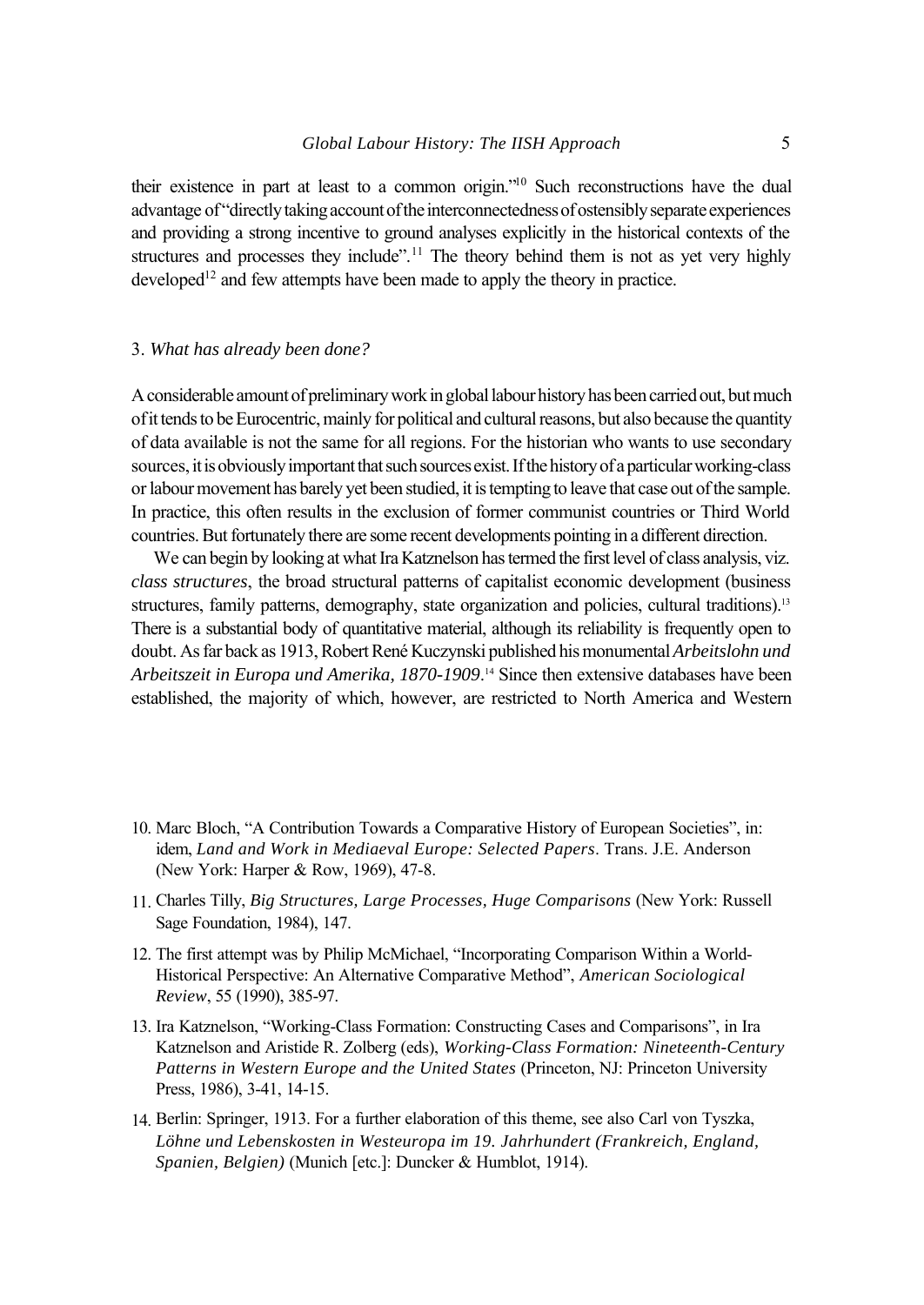their existence in part at least to a common origin."[10] Such reconstructions have the dual advantage of "directly taking account of the interconnectedness of ostensibly separate experiences and providing a strong incentive to ground analyses explicitly in the historical contexts of the structures and processes they include".[11] The theory behind them is not as yet very highly developed[12] and few attempts have been made to apply the theory in practice.

### 3. *What has already been done?*

A considerable amount of preliminary work in global labour history has been carried out, but much of it tends to be Eurocentric, mainly for political and cultural reasons, but also because the quantity of data available is not the same for all regions. For the historian who wants to use secondary sources, it is obviously important that such sources exist. If the history of a particular working-class or labour movement has barely yet been studied, it is tempting to leave that case out of the sample. In practice, this often results in the exclusion of former communist countries or Third World countries. But fortunately there are some recent developments pointing in a different direction.

We can begin by looking at what Ira Katznelson has termed the first level of class analysis, viz. *class structures*, the broad structural patterns of capitalist economic development (business structures, family patterns, demography, state organization and policies, cultural traditions).[13] There is a substantial body of quantitative material, although its reliability is frequently open to doubt. As far back as 1913, Robert René Kuczynski published his monumental *Arbeitslohn und Arbeitszeit in Europa und Amerika, 1870-1909*.[14] Since then extensive databases have been established, the majority of which, however, are restricted to North America and Western

10. Marc Bloch, "A Contribution Towards a Comparative History of European Societies", in: idem, *Land and Work in Mediaeval Europe: Selected Papers*. Trans. J.E. Anderson (New York: Harper & Row, 1969), 47-8.

11. Charles Tilly, *Big Structures, Large Processes, Huge Comparisons* (New York: Russell Sage Foundation, 1984), 147.

12. The first attempt was by Philip McMichael, "Incorporating Comparison Within a World-Historical Perspective: An Alternative Comparative Method", *American Sociological Review*, 55 (1990), 385-97.

13. Ira Katznelson, "Working-Class Formation: Constructing Cases and Comparisons", in Ira Katznelson and Aristide R. Zolberg (eds), *Working-Class Formation: Nineteenth-Century Patterns in Western Europe and the United States* (Princeton, NJ: Princeton University Press, 1986), 3-41, 14-15.

14. Berlin: Springer, 1913. For a further elaboration of this theme, see also Carl von Tyszka, *Löhne und Lebenskosten in Westeuropa im 19. Jahrhundert (Frankreich, England, Spanien, Belgien)* (Munich [etc.]: Duncker & Humblot, 1914).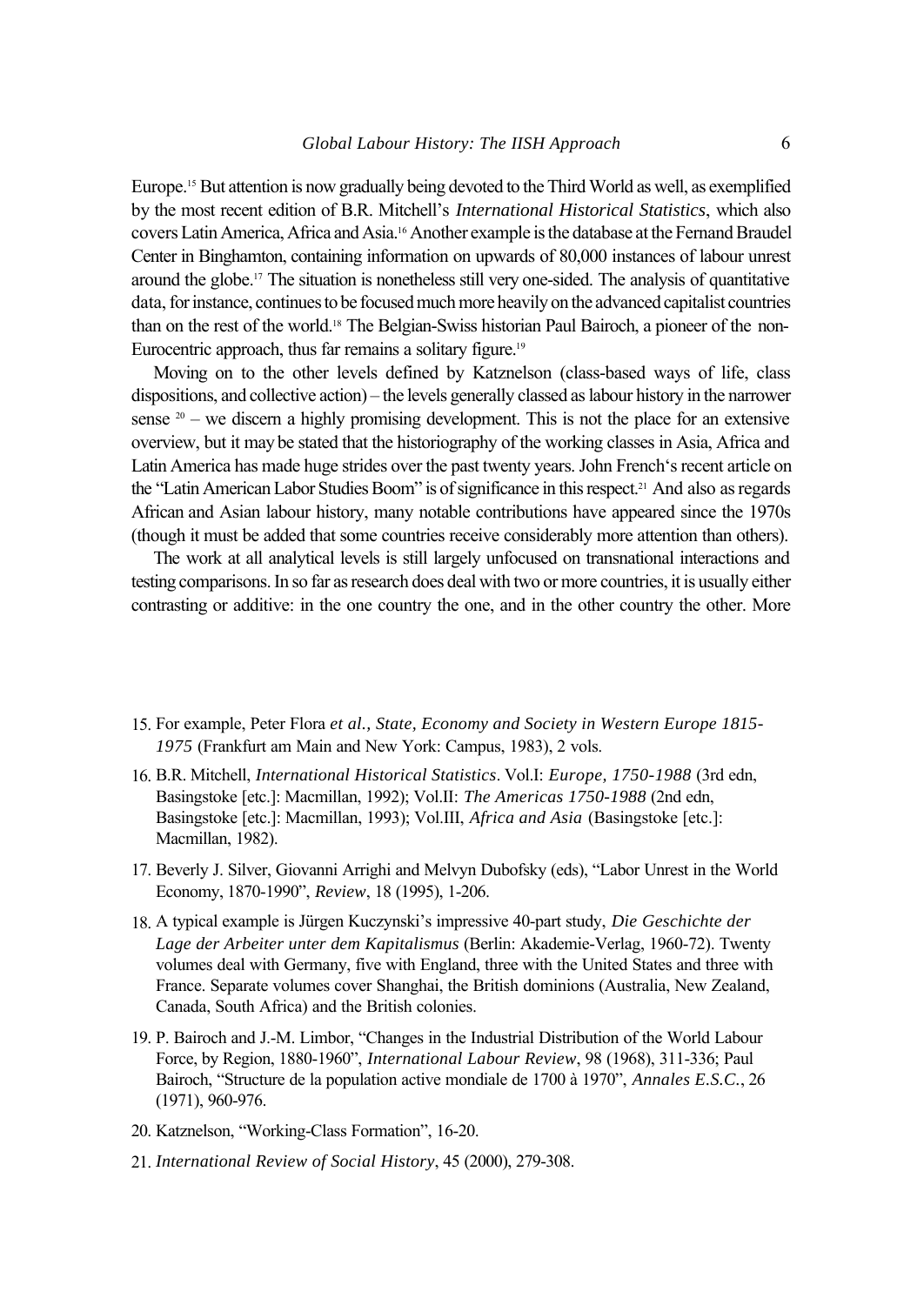Europe.[15] But attention is now gradually being devoted to the Third World as well, as exemplified by the most recent edition of B.R. Mitchell's *International Historical Statistics*, which also covers Latin America, Africa and Asia.[16] Another example is the database at the Fernand Braudel Center in Binghamton, containing information on upwards of 80,000 instances of labour unrest around the globe.[17] The situation is nonetheless still very one-sided. The analysis of quantitative data, for instance, continues to be focused much more heavily on the advanced capitalist countries than on the rest of the world.[18] The Belgian-Swiss historian Paul Bairoch, a pioneer of the non-Eurocentric approach, thus far remains a solitary figure.[19]

Moving on to the other levels defined by Katznelson (class-based ways of life, class dispositions, and collective action) – the levels generally classed as labour history in the narrower sense [20] – we discern a highly promising development. This is not the place for an extensive overview, but it may be stated that the historiography of the working classes in Asia, Africa and Latin America has made huge strides over the past twenty years. John French's recent article on the "Latin American Labor Studies Boom" is of significance in this respect.[21] And also as regards African and Asian labour history, many notable contributions have appeared since the 1970s (though it must be added that some countries receive considerably more attention than others).

The work at all analytical levels is still largely unfocused on transnational interactions and testing comparisons. In so far as research does deal with two or more countries, it is usually either contrasting or additive: in the one country the one, and in the other country the other. More

15. For example, Peter Flora *et al., State, Economy and Society in Western Europe 1815-1975* (Frankfurt am Main and New York: Campus, 1983), 2 vols.
16. B.R. Mitchell, *International Historical Statistics*. Vol.I: *Europe, 1750-1988* (3rd edn, Basingstoke [etc.]: Macmillan, 1992); Vol.II: *The Americas 1750-1988* (2nd edn, Basingstoke [etc.]: Macmillan, 1993); Vol.III, *Africa and Asia* (Basingstoke [etc.]: Macmillan, 1982).
17. Beverly J. Silver, Giovanni Arrighi and Melvyn Dubofsky (eds), "Labor Unrest in the World Economy, 1870-1990", *Review*, 18 (1995), 1-206.
18. A typical example is Jürgen Kuczynski's impressive 40-part study, *Die Geschichte der Lage der Arbeiter unter dem Kapitalismus* (Berlin: Akademie-Verlag, 1960-72). Twenty volumes deal with Germany, five with England, three with the United States and three with France. Separate volumes cover Shanghai, the British dominions (Australia, New Zealand, Canada, South Africa) and the British colonies.
19. P. Bairoch and J.-M. Limbor, "Changes in the Industrial Distribution of the World Labour Force, by Region, 1880-1960", *International Labour Review*, 98 (1968), 311-336; Paul Bairoch, "Structure de la population active mondiale de 1700 à 1970", *Annales E.S.C.*, 26 (1971), 960-976.
20. Katznelson, "Working-Class Formation", 16-20.
21. *International Review of Social History*, 45 (2000), 279-308.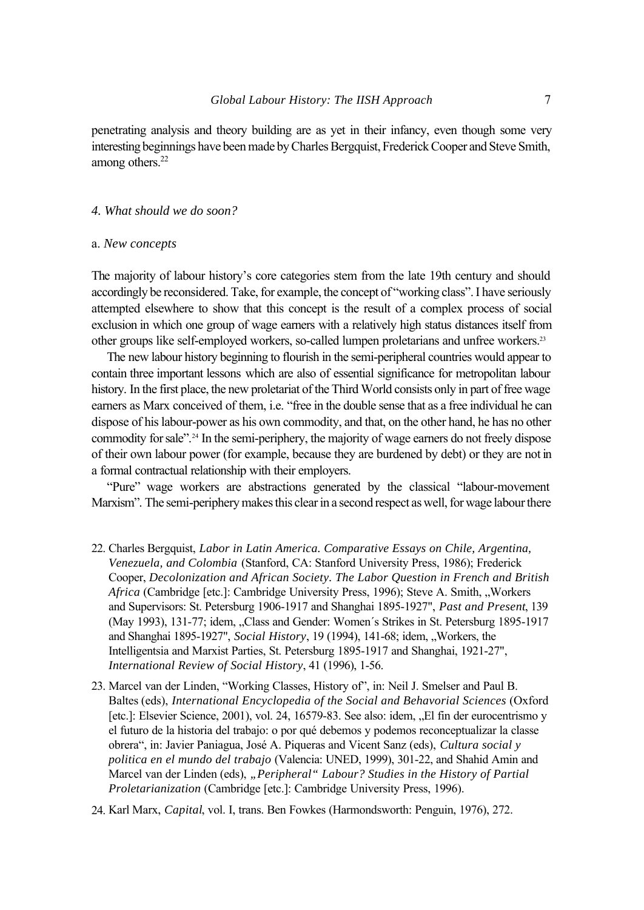penetrating analysis and theory building are as yet in their infancy, even though some very interesting beginnings have been made by Charles Bergquist, Frederick Cooper and Steve Smith, among others.[22]

### *4. What should we do soon?*

#### a. *New concepts*

The majority of labour history's core categories stem from the late 19th century and should accordingly be reconsidered. Take, for example, the concept of "working class". I have seriously attempted elsewhere to show that this concept is the result of a complex process of social exclusion in which one group of wage earners with a relatively high status distances itself from other groups like self-employed workers, so-called lumpen proletarians and unfree workers.[23]

The new labour history beginning to flourish in the semi-peripheral countries would appear to contain three important lessons which are also of essential significance for metropolitan labour history. In the first place, the new proletariat of the Third World consists only in part of free wage earners as Marx conceived of them, i.e. "free in the double sense that as a free individual he can dispose of his labour-power as his own commodity, and that, on the other hand, he has no other commodity for sale".[24] In the semi-periphery, the majority of wage earners do not freely dispose of their own labour power (for example, because they are burdened by debt) or they are not in a formal contractual relationship with their employers.

"Pure" wage workers are abstractions generated by the classical "labour-movement Marxism". The semi-periphery makes this clear in a second respect as well, for wage labour there

22. Charles Bergquist, *Labor in Latin America. Comparative Essays on Chile, Argentina, Venezuela, and Colombia* (Stanford, CA: Stanford University Press, 1986); Frederick Cooper, *Decolonization and African Society. The Labor Question in French and British Africa* (Cambridge [etc.]: Cambridge University Press, 1996); Steve A. Smith, „Workers and Supervisors: St. Petersburg 1906-1917 and Shanghai 1895-1927", *Past and Present*, 139 (May 1993), 131-77; idem, „Class and Gender: Women´s Strikes in St. Petersburg 1895-1917 and Shanghai 1895-1927", *Social History*, 19 (1994), 141-68; idem, „Workers, the Intelligentsia and Marxist Parties, St. Petersburg 1895-1917 and Shanghai, 1921-27", *International Review of Social History*, 41 (1996), 1-56.

23. Marcel van der Linden, "Working Classes, History of", in: Neil J. Smelser and Paul B. Baltes (eds), *International Encyclopedia of the Social and Behavorial Sciences* (Oxford [etc.]: Elsevier Science, 2001), vol. 24, 16579-83. See also: idem, „El fin der eurocentrismo y el futuro de la historia del trabajo: o por qué debemos y podemos reconceptualizar la classe obrera", in: Javier Paniagua, José A. Piqueras and Vicent Sanz (eds), *Cultura social y politica en el mundo del trabajo* (Valencia: UNED, 1999), 301-22, and Shahid Amin and Marcel van der Linden (eds), *„Peripheral" Labour? Studies in the History of Partial Proletarianization* (Cambridge [etc.]: Cambridge University Press, 1996).

24. Karl Marx, *Capital*, vol. I, trans. Ben Fowkes (Harmondsworth: Penguin, 1976), 272.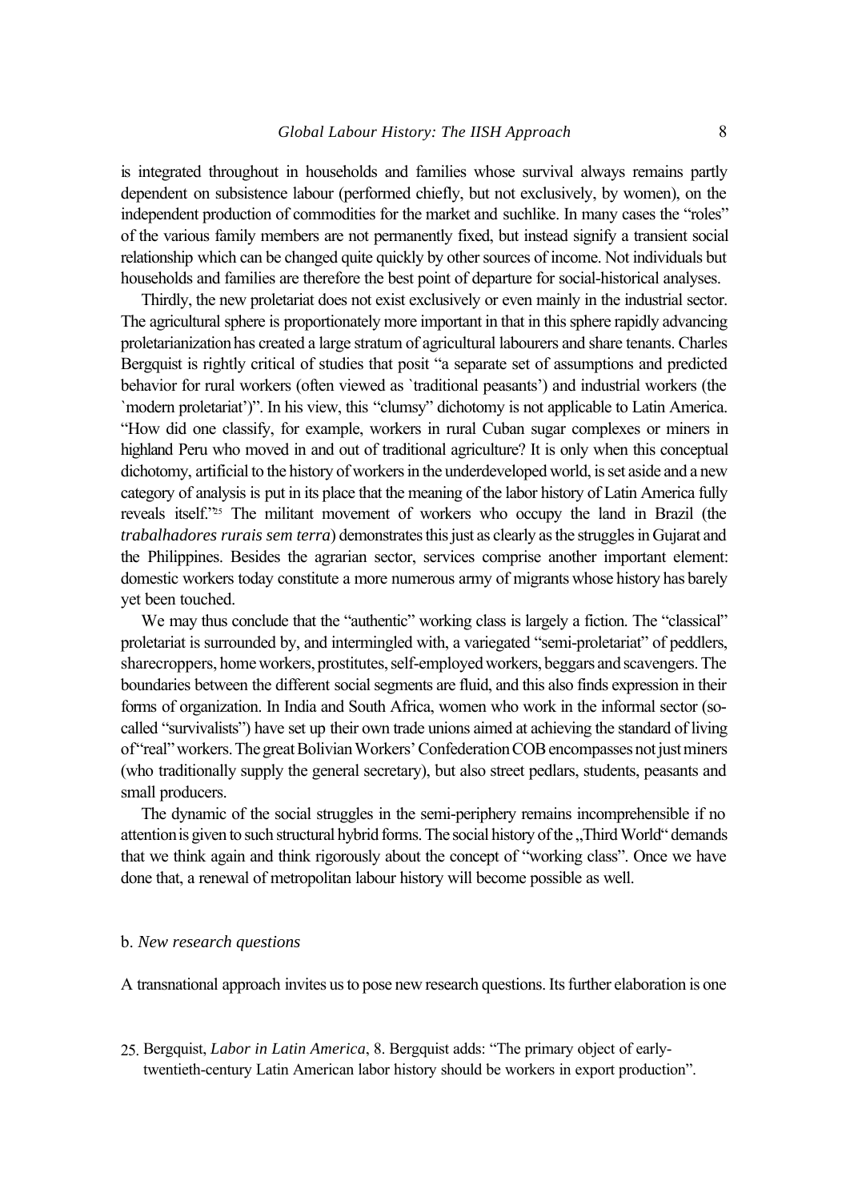is integrated throughout in households and families whose survival always remains partly dependent on subsistence labour (performed chiefly, but not exclusively, by women), on the independent production of commodities for the market and suchlike. In many cases the "roles" of the various family members are not permanently fixed, but instead signify a transient social relationship which can be changed quite quickly by other sources of income. Not individuals but households and families are therefore the best point of departure for social-historical analyses.

Thirdly, the new proletariat does not exist exclusively or even mainly in the industrial sector. The agricultural sphere is proportionately more important in that in this sphere rapidly advancing proletarianization has created a large stratum of agricultural labourers and share tenants. Charles Bergquist is rightly critical of studies that posit "a separate set of assumptions and predicted behavior for rural workers (often viewed as `traditional peasants') and industrial workers (the `modern proletariat')". In his view, this "clumsy" dichotomy is not applicable to Latin America. "How did one classify, for example, workers in rural Cuban sugar complexes or miners in highland Peru who moved in and out of traditional agriculture? It is only when this conceptual dichotomy, artificial to the history of workers in the underdeveloped world, is set aside and a new category of analysis is put in its place that the meaning of the labor history of Latin America fully reveals itself."[25] The militant movement of workers who occupy the land in Brazil (the *trabalhadores rurais sem terra*) demonstrates this just as clearly as the struggles in Gujarat and the Philippines. Besides the agrarian sector, services comprise another important element: domestic workers today constitute a more numerous army of migrants whose history has barely yet been touched.

We may thus conclude that the "authentic" working class is largely a fiction. The "classical" proletariat is surrounded by, and intermingled with, a variegated "semi-proletariat" of peddlers, sharecroppers, home workers, prostitutes, self-employed workers, beggars and scavengers. The boundaries between the different social segments are fluid, and this also finds expression in their forms of organization. In India and South Africa, women who work in the informal sector (so-called "survivalists") have set up their own trade unions aimed at achieving the standard of living of "real" workers. The great Bolivian Workers' Confederation COB encompasses not just miners (who traditionally supply the general secretary), but also street pedlars, students, peasants and small producers.

The dynamic of the social struggles in the semi-periphery remains incomprehensible if no attention is given to such structural hybrid forms. The social history of the „Third World" demands that we think again and think rigorously about the concept of "working class". Once we have done that, a renewal of metropolitan labour history will become possible as well.

### b. *New research questions*

A transnational approach invites us to pose new research questions. Its further elaboration is one

25. Bergquist, *Labor in Latin America*, 8. Bergquist adds: "The primary object of early-twentieth-century Latin American labor history should be workers in export production".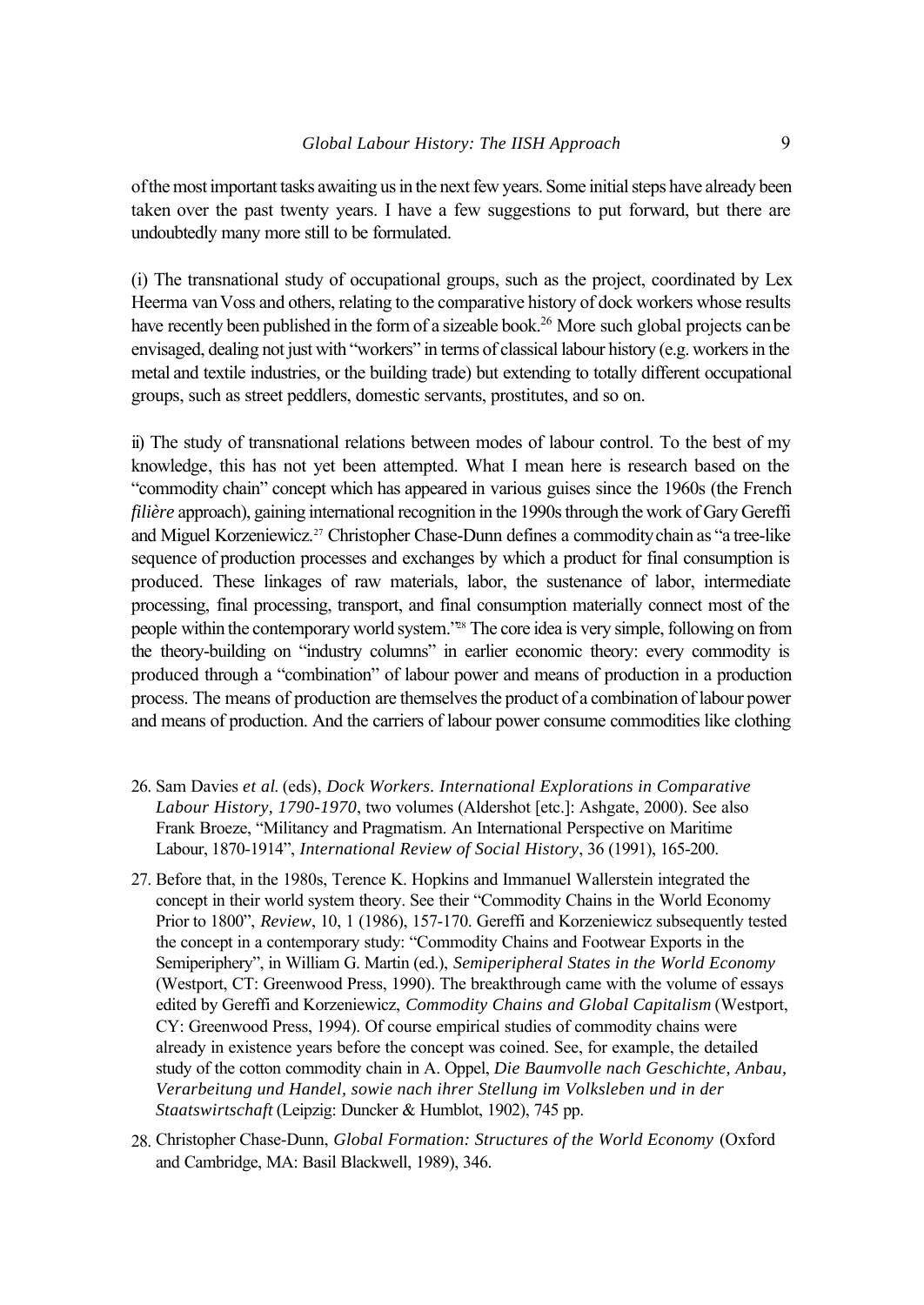of the most important tasks awaiting us in the next few years. Some initial steps have already been taken over the past twenty years. I have a few suggestions to put forward, but there are undoubtedly many more still to be formulated.

(i) The transnational study of occupational groups, such as the project, coordinated by Lex Heerma van Voss and others, relating to the comparative history of dock workers whose results have recently been published in the form of a sizeable book.[26] More such global projects can be envisaged, dealing not just with "workers" in terms of classical labour history (e.g. workers in the metal and textile industries, or the building trade) but extending to totally different occupational groups, such as street peddlers, domestic servants, prostitutes, and so on.

ii) The study of transnational relations between modes of labour control. To the best of my knowledge, this has not yet been attempted. What I mean here is research based on the "commodity chain" concept which has appeared in various guises since the 1960s (the French *filière* approach), gaining international recognition in the 1990s through the work of Gary Gereffi and Miguel Korzeniewicz.[27] Christopher Chase-Dunn defines a commodity chain as "a tree-like sequence of production processes and exchanges by which a product for final consumption is produced. These linkages of raw materials, labor, the sustenance of labor, intermediate processing, final processing, transport, and final consumption materially connect most of the people within the contemporary world system."[28] The core idea is very simple, following on from the theory-building on "industry columns" in earlier economic theory: every commodity is produced through a "combination" of labour power and means of production in a production process. The means of production are themselves the product of a combination of labour power and means of production. And the carriers of labour power consume commodities like clothing

26. Sam Davies *et al.* (eds), *Dock Workers. International Explorations in Comparative Labour History, 1790-1970*, two volumes (Aldershot [etc.]: Ashgate, 2000). See also Frank Broeze, "Militancy and Pragmatism. An International Perspective on Maritime Labour, 1870-1914", *International Review of Social History*, 36 (1991), 165-200.

27. Before that, in the 1980s, Terence K. Hopkins and Immanuel Wallerstein integrated the concept in their world system theory. See their "Commodity Chains in the World Economy Prior to 1800", *Review*, 10, 1 (1986), 157-170. Gereffi and Korzeniewicz subsequently tested the concept in a contemporary study: "Commodity Chains and Footwear Exports in the Semiperiphery", in William G. Martin (ed.), *Semiperipheral States in the World Economy* (Westport, CT: Greenwood Press, 1990). The breakthrough came with the volume of essays edited by Gereffi and Korzeniewicz, *Commodity Chains and Global Capitalism* (Westport, CY: Greenwood Press, 1994). Of course empirical studies of commodity chains were already in existence years before the concept was coined. See, for example, the detailed study of the cotton commodity chain in A. Oppel, *Die Baumvolle nach Geschichte, Anbau, Verarbeitung und Handel, sowie nach ihrer Stellung im Volksleben und in der Staatswirtschaft* (Leipzig: Duncker & Humblot, 1902), 745 pp.

28. Christopher Chase-Dunn, *Global Formation: Structures of the World Economy* (Oxford and Cambridge, MA: Basil Blackwell, 1989), 346.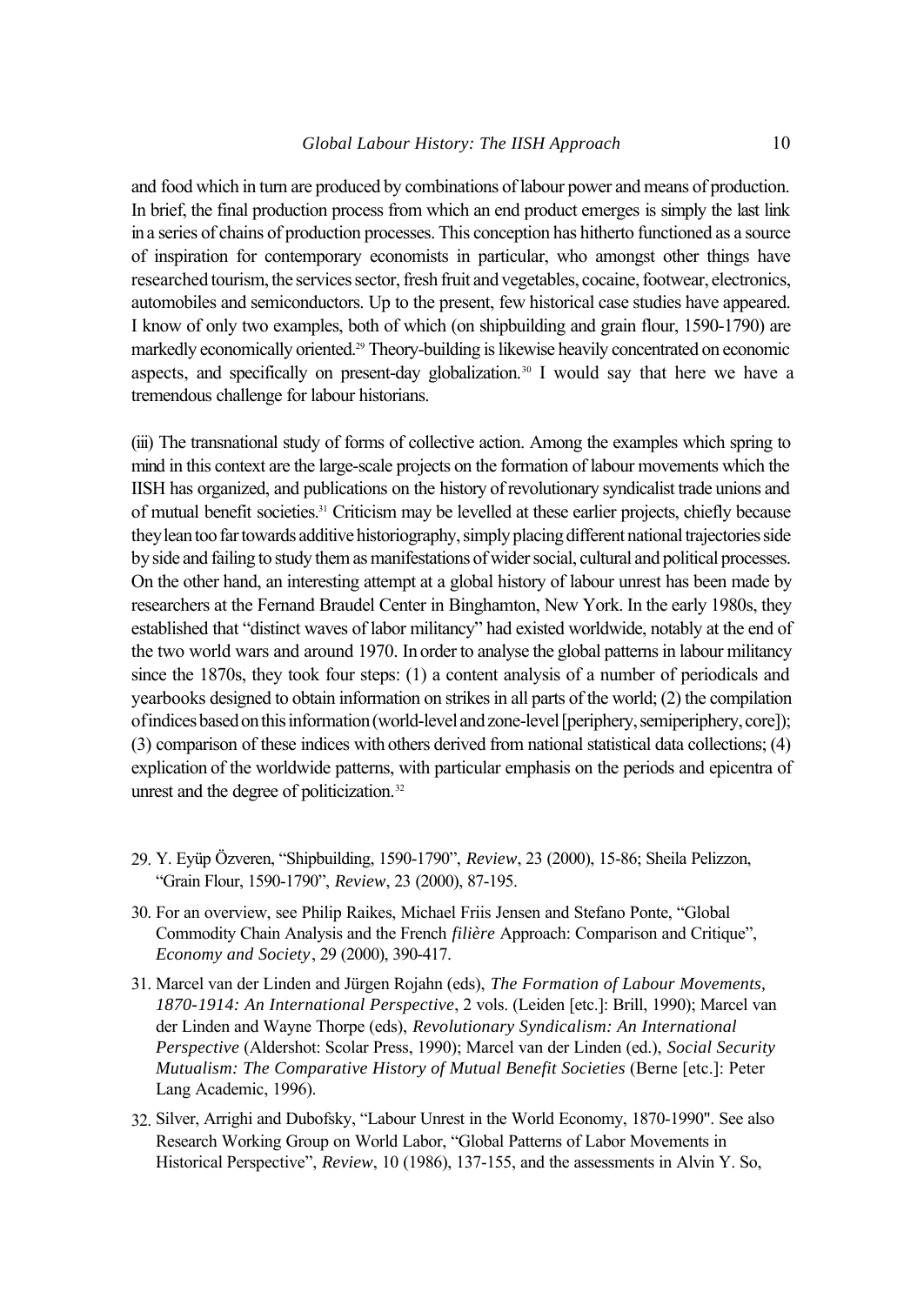and food which in turn are produced by combinations of labour power and means of production. In brief, the final production process from which an end product emerges is simply the last link in a series of chains of production processes. This conception has hitherto functioned as a source of inspiration for contemporary economists in particular, who amongst other things have researched tourism, the services sector, fresh fruit and vegetables, cocaine, footwear, electronics, automobiles and semiconductors. Up to the present, few historical case studies have appeared. I know of only two examples, both of which (on shipbuilding and grain flour, 1590-1790) are markedly economically oriented.[29] Theory-building is likewise heavily concentrated on economic aspects, and specifically on present-day globalization.[30] I would say that here we have a tremendous challenge for labour historians.

(iii) The transnational study of forms of collective action. Among the examples which spring to mind in this context are the large-scale projects on the formation of labour movements which the IISH has organized, and publications on the history of revolutionary syndicalist trade unions and of mutual benefit societies.[31] Criticism may be levelled at these earlier projects, chiefly because they lean too far towards additive historiography, simply placing different national trajectories side by side and failing to study them as manifestations of wider social, cultural and political processes. On the other hand, an interesting attempt at a global history of labour unrest has been made by researchers at the Fernand Braudel Center in Binghamton, New York. In the early 1980s, they established that "distinct waves of labor militancy" had existed worldwide, notably at the end of the two world wars and around 1970. In order to analyse the global patterns in labour militancy since the 1870s, they took four steps: (1) a content analysis of a number of periodicals and yearbooks designed to obtain information on strikes in all parts of the world; (2) the compilation of indices based on this information (world-level and zone-level [periphery, semiperiphery, core]); (3) comparison of these indices with others derived from national statistical data collections; (4) explication of the worldwide patterns, with particular emphasis on the periods and epicentra of unrest and the degree of politicization.[32]

29. Y. Eyüp Özveren, "Shipbuilding, 1590-1790", *Review*, 23 (2000), 15-86; Sheila Pelizzon, "Grain Flour, 1590-1790", *Review*, 23 (2000), 87-195.

30. For an overview, see Philip Raikes, Michael Friis Jensen and Stefano Ponte, "Global Commodity Chain Analysis and the French *filière* Approach: Comparison and Critique", *Economy and Society*, 29 (2000), 390-417.

31. Marcel van der Linden and Jürgen Rojahn (eds), *The Formation of Labour Movements, 1870-1914: An International Perspective*, 2 vols. (Leiden [etc.]: Brill, 1990); Marcel van der Linden and Wayne Thorpe (eds), *Revolutionary Syndicalism: An International Perspective* (Aldershot: Scolar Press, 1990); Marcel van der Linden (ed.), *Social Security Mutualism: The Comparative History of Mutual Benefit Societies* (Berne [etc.]: Peter Lang Academic, 1996).

32. Silver, Arrighi and Dubofsky, "Labour Unrest in the World Economy, 1870-1990". See also Research Working Group on World Labor, "Global Patterns of Labor Movements in Historical Perspective", *Review*, 10 (1986), 137-155, and the assessments in Alvin Y. So,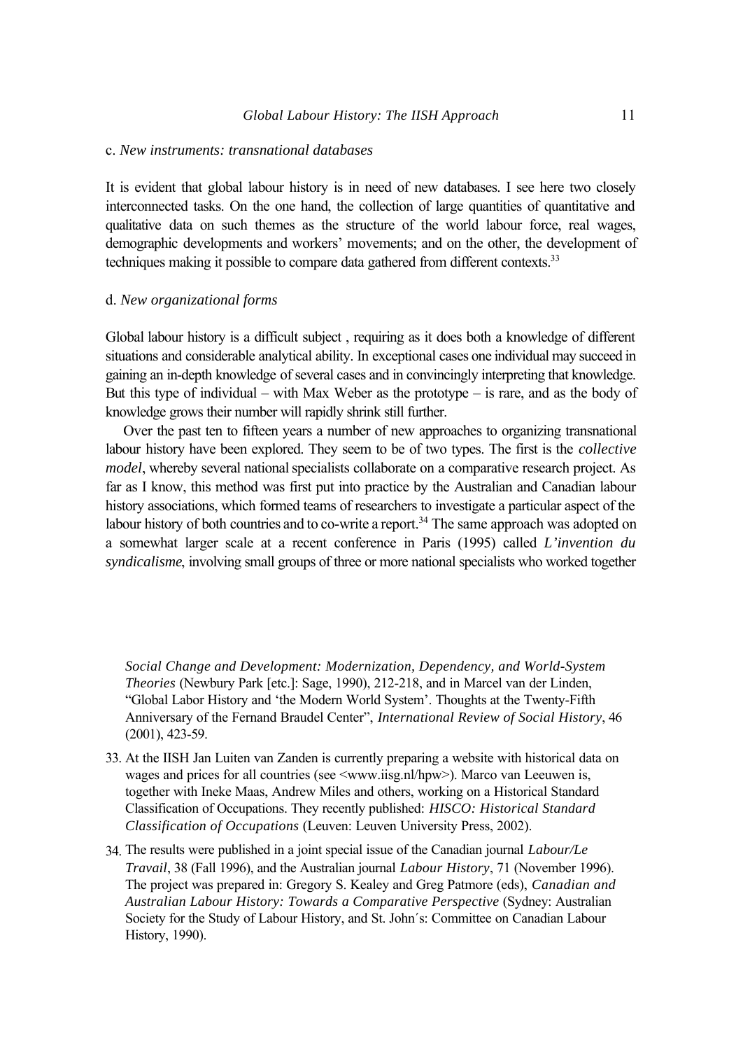### c. *New instruments: transnational databases*

It is evident that global labour history is in need of new databases. I see here two closely interconnected tasks. On the one hand, the collection of large quantities of quantitative and qualitative data on such themes as the structure of the world labour force, real wages, demographic developments and workers' movements; and on the other, the development of techniques making it possible to compare data gathered from different contexts.[33]

### d. *New organizational forms*

Global labour history is a difficult subject , requiring as it does both a knowledge of different situations and considerable analytical ability. In exceptional cases one individual may succeed in gaining an in-depth knowledge of several cases and in convincingly interpreting that knowledge. But this type of individual – with Max Weber as the prototype – is rare, and as the body of knowledge grows their number will rapidly shrink still further.

Over the past ten to fifteen years a number of new approaches to organizing transnational labour history have been explored. They seem to be of two types. The first is the *collective model*, whereby several national specialists collaborate on a comparative research project. As far as I know, this method was first put into practice by the Australian and Canadian labour history associations, which formed teams of researchers to investigate a particular aspect of the labour history of both countries and to co-write a report.[34] The same approach was adopted on a somewhat larger scale at a recent conference in Paris (1995) called *L'invention du syndicalisme*, involving small groups of three or more national specialists who worked together

*Social Change and Development: Modernization, Dependency, and World-System Theories* (Newbury Park [etc.]: Sage, 1990), 212-218, and in Marcel van der Linden, "Global Labor History and 'the Modern World System'. Thoughts at the Twenty-Fifth Anniversary of the Fernand Braudel Center", *International Review of Social History*, 46 (2001), 423-59.

33. At the IISH Jan Luiten van Zanden is currently preparing a website with historical data on wages and prices for all countries (see <www.iisg.nl/hpw>). Marco van Leeuwen is, together with Ineke Maas, Andrew Miles and others, working on a Historical Standard Classification of Occupations. They recently published: *HISCO: Historical Standard Classification of Occupations* (Leuven: Leuven University Press, 2002).

34. The results were published in a joint special issue of the Canadian journal *Labour/Le Travail*, 38 (Fall 1996), and the Australian journal *Labour History*, 71 (November 1996). The project was prepared in: Gregory S. Kealey and Greg Patmore (eds), *Canadian and Australian Labour History: Towards a Comparative Perspective* (Sydney: Australian Society for the Study of Labour History, and St. John´s: Committee on Canadian Labour History, 1990).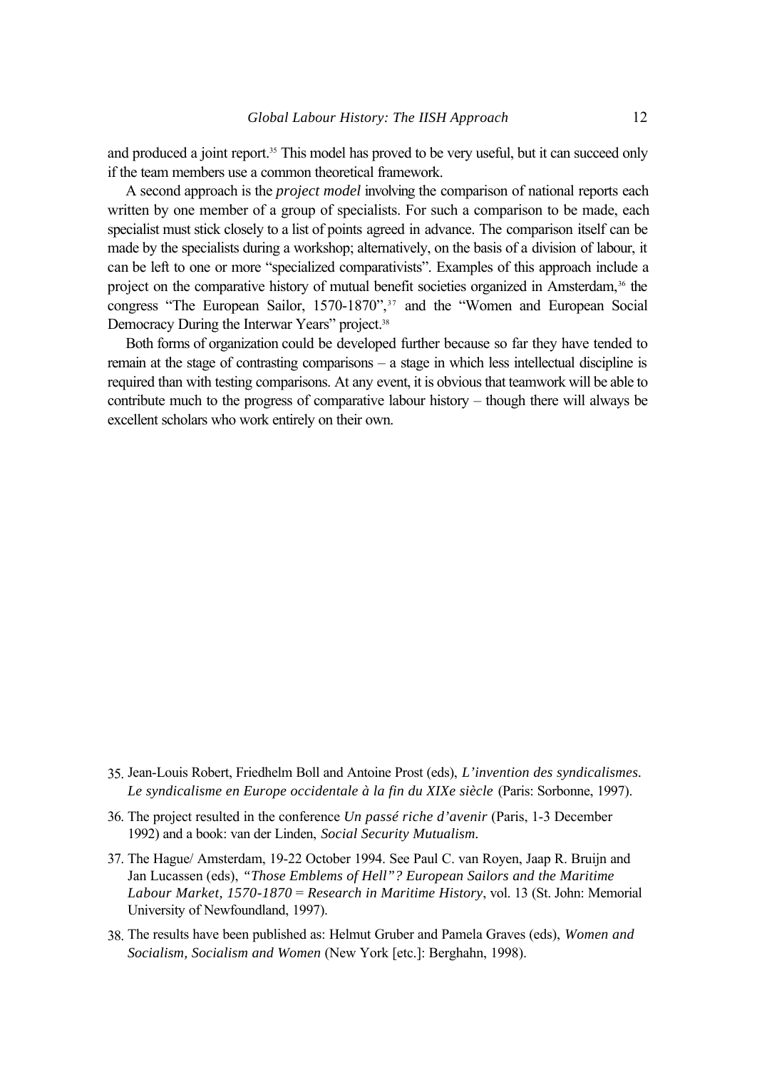and produced a joint report.[35] This model has proved to be very useful, but it can succeed only if the team members use a common theoretical framework.

A second approach is the *project model* involving the comparison of national reports each written by one member of a group of specialists. For such a comparison to be made, each specialist must stick closely to a list of points agreed in advance. The comparison itself can be made by the specialists during a workshop; alternatively, on the basis of a division of labour, it can be left to one or more "specialized comparativists". Examples of this approach include a project on the comparative history of mutual benefit societies organized in Amsterdam,[36] the congress "The European Sailor, 1570-1870",[37] and the "Women and European Social Democracy During the Interwar Years" project.[38]

Both forms of organization could be developed further because so far they have tended to remain at the stage of contrasting comparisons – a stage in which less intellectual discipline is required than with testing comparisons. At any event, it is obvious that teamwork will be able to contribute much to the progress of comparative labour history – though there will always be excellent scholars who work entirely on their own.

35. Jean-Louis Robert, Friedhelm Boll and Antoine Prost (eds), *L'invention des syndicalismes. Le syndicalisme en Europe occidentale à la fin du XIXe siècle* (Paris: Sorbonne, 1997).

36. The project resulted in the conference *Un passé riche d'avenir* (Paris, 1-3 December 1992) and a book: van der Linden, *Social Security Mutualism*.

37. The Hague/ Amsterdam, 19-22 October 1994. See Paul C. van Royen, Jaap R. Bruijn and Jan Lucassen (eds), *"Those Emblems of Hell"? European Sailors and the Maritime Labour Market, 1570-1870* = *Research in Maritime History*, vol. 13 (St. John: Memorial University of Newfoundland, 1997).

38. The results have been published as: Helmut Gruber and Pamela Graves (eds), *Women and Socialism, Socialism and Women* (New York [etc.]: Berghahn, 1998).